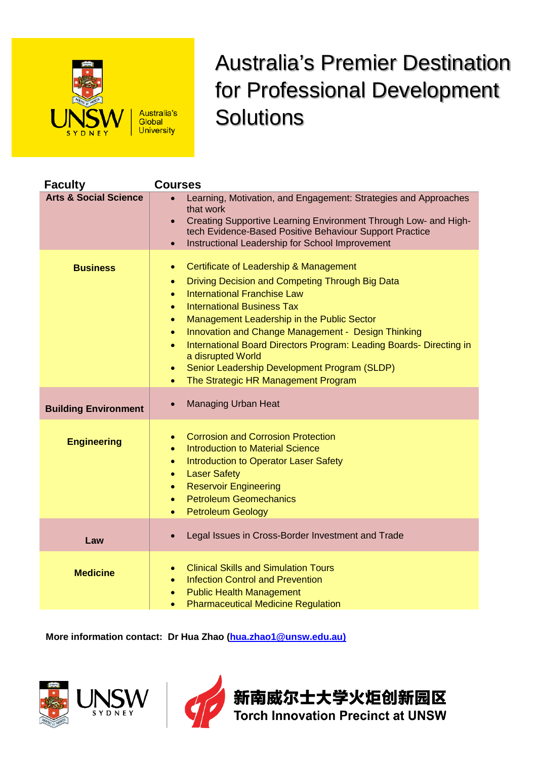UNSW SYDNEY | Australia's Global University

# Australia's Premier Destination for Professional Development Solutions

| Faculty | Courses |
|---|---|
| **Arts & Social Science** | • Learning, Motivation, and Engagement: Strategies and Approaches that work<br>• Creating Supportive Learning Environment Through Low- and High-tech Evidence-Based Positive Behaviour Support Practice<br>• Instructional Leadership for School Improvement |
| **Business** | • Certificate of Leadership & Management<br>• Driving Decision and Competing Through Big Data<br>• International Franchise Law<br>• International Business Tax<br>• Management Leadership in the Public Sector<br>• Innovation and Change Management - Design Thinking<br>• International Board Directors Program: Leading Boards- Directing in a disrupted World<br>• Senior Leadership Development Program (SLDP)<br>• The Strategic HR Management Program |
| **Building Environment** | • Managing Urban Heat |
| **Engineering** | • Corrosion and Corrosion Protection<br>• Introduction to Material Science<br>• Introduction to Operator Laser Safety<br>• Laser Safety<br>• Reservoir Engineering<br>• Petroleum Geomechanics<br>• Petroleum Geology |
| **Law** | • Legal Issues in Cross-Border Investment and Trade |
| **Medicine** | • Clinical Skills and Simulation Tours<br>• Infection Control and Prevention<br>• Public Health Management<br>• Pharmaceutical Medicine Regulation |

**More information contact: Dr Hua Zhao (hua.zhao1@unsw.edu.au)**

UNSW SYDNEY | 新南威尔士大学火炬创新园区 Torch Innovation Precinct at UNSW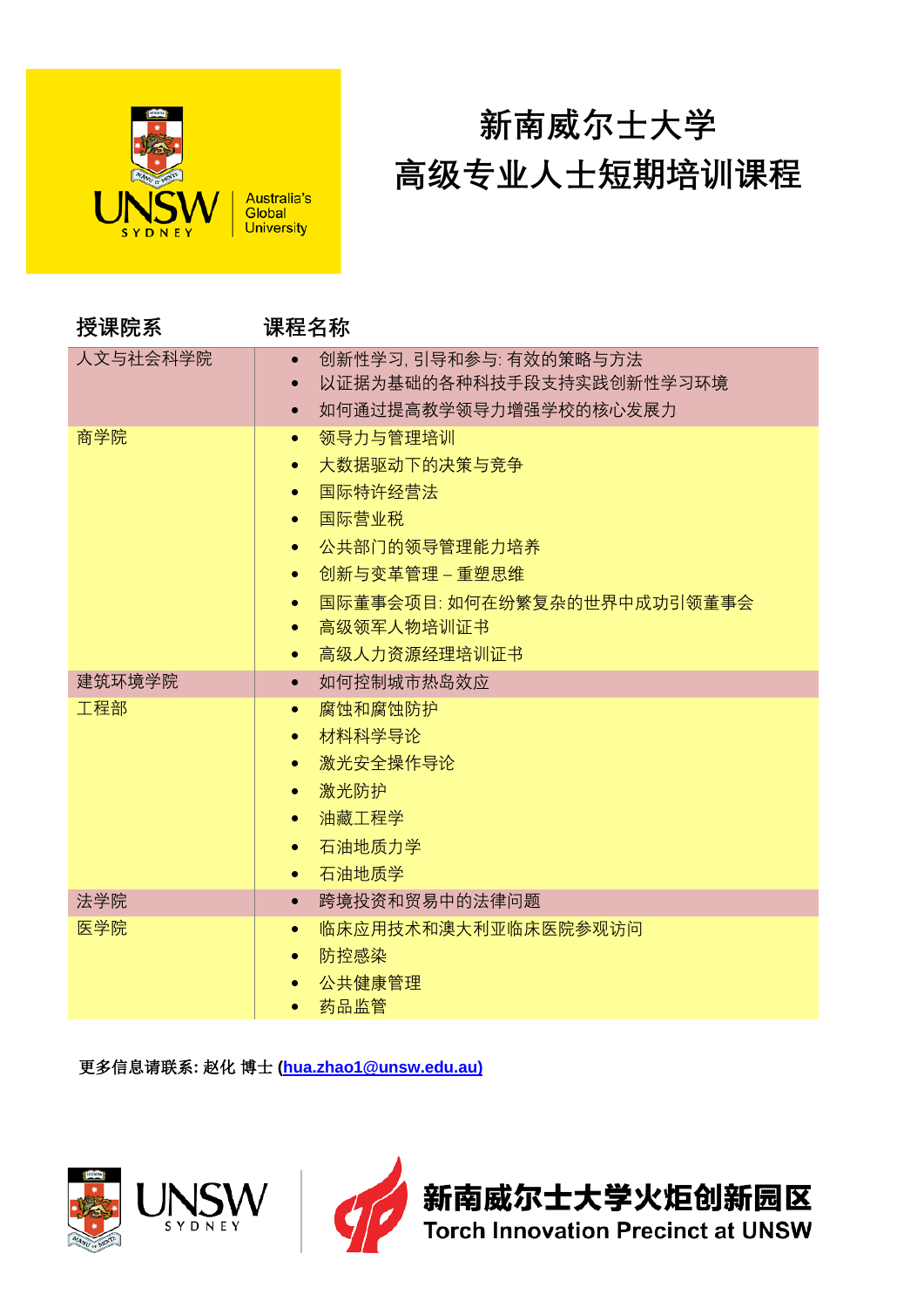# 新南威尔士大学
# 高级专业人士短期培训课程

| 授课院系 | 课程名称 |
| --- | --- |
| 人文与社会科学院 | • 创新性学习, 引导和参与: 有效的策略与方法<br>• 以证据为基础的各种科技手段支持实践创新性学习环境<br>• 如何通过提高教学领导力增强学校的核心发展力 |
| 商学院 | • 领导力与管理培训<br>• 大数据驱动下的决策与竞争<br>• 国际特许经营法<br>• 国际营业税<br>• 公共部门的领导管理能力培养<br>• 创新与变革管理 – 重塑思维<br>• 国际董事会项目: 如何在纷繁复杂的世界中成功引领董事会<br>• 高级领军人物培训证书<br>• 高级人力资源经理培训证书 |
| 建筑环境学院 | • 如何控制城市热岛效应 |
| 工程部 | • 腐蚀和腐蚀防护<br>• 材料科学导论<br>• 激光安全操作导论<br>• 激光防护<br>• 油藏工程学<br>• 石油地质力学<br>• 石油地质学 |
| 法学院 | • 跨境投资和贸易中的法律问题 |
| 医学院 | • 临床应用技术和澳大利亚临床医院参观访问<br>• 防控感染<br>• 公共健康管理<br>• 药品监管 |

**更多信息请联系: 赵化 博士 ([hua.zhao1@unsw.edu.au](mailto:hua.zhao1@unsw.edu.au))**

**新南威尔士大学火炬创新园区**
**Torch Innovation Precinct at UNSW**